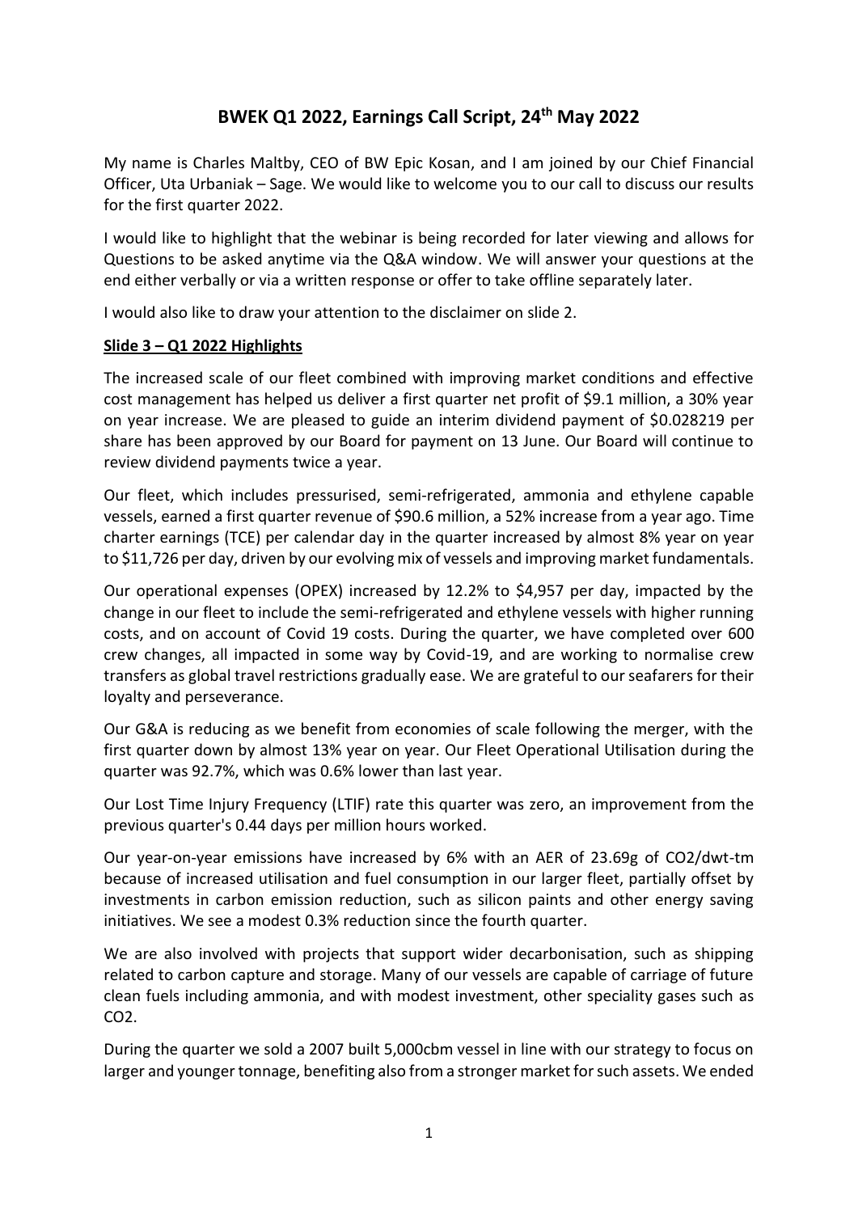# BWEK Q1 2022, Earnings Call Script, 24th May 2022

My name is Charles Maltby, CEO of BW Epic Kosan, and I am joined by our Chief Financial Officer, Uta Urbaniak – Sage. We would like to welcome you to our call to discuss our results for the first quarter 2022.

I would like to highlight that the webinar is being recorded for later viewing and allows for Questions to be asked anytime via the Q&A window. We will answer your questions at the end either verbally or via a written response or offer to take offline separately later.

I would also like to draw your attention to the disclaimer on slide 2.

**Slide 3 – Q1 2022 Highlights**

The increased scale of our fleet combined with improving market conditions and effective cost management has helped us deliver a first quarter net profit of $9.1 million, a 30% year on year increase. We are pleased to guide an interim dividend payment of $0.028219 per share has been approved by our Board for payment on 13 June. Our Board will continue to review dividend payments twice a year.

Our fleet, which includes pressurised, semi-refrigerated, ammonia and ethylene capable vessels, earned a first quarter revenue of $90.6 million, a 52% increase from a year ago. Time charter earnings (TCE) per calendar day in the quarter increased by almost 8% year on year to $11,726 per day, driven by our evolving mix of vessels and improving market fundamentals.

Our operational expenses (OPEX) increased by 12.2% to $4,957 per day, impacted by the change in our fleet to include the semi-refrigerated and ethylene vessels with higher running costs, and on account of Covid 19 costs. During the quarter, we have completed over 600 crew changes, all impacted in some way by Covid-19, and are working to normalise crew transfers as global travel restrictions gradually ease. We are grateful to our seafarers for their loyalty and perseverance.

Our G&A is reducing as we benefit from economies of scale following the merger, with the first quarter down by almost 13% year on year. Our Fleet Operational Utilisation during the quarter was 92.7%, which was 0.6% lower than last year.

Our Lost Time Injury Frequency (LTIF) rate this quarter was zero, an improvement from the previous quarter's 0.44 days per million hours worked.

Our year-on-year emissions have increased by 6% with an AER of 23.69g of $CO_2$/dwt-tm because of increased utilisation and fuel consumption in our larger fleet, partially offset by investments in carbon emission reduction, such as silicon paints and other energy saving initiatives. We see a modest 0.3% reduction since the fourth quarter.

We are also involved with projects that support wider decarbonisation, such as shipping related to carbon capture and storage. Many of our vessels are capable of carriage of future clean fuels including ammonia, and with modest investment, other speciality gases such as $CO_2$.

During the quarter we sold a 2007 built 5,000cbm vessel in line with our strategy to focus on larger and younger tonnage, benefiting also from a stronger market for such assets. We ended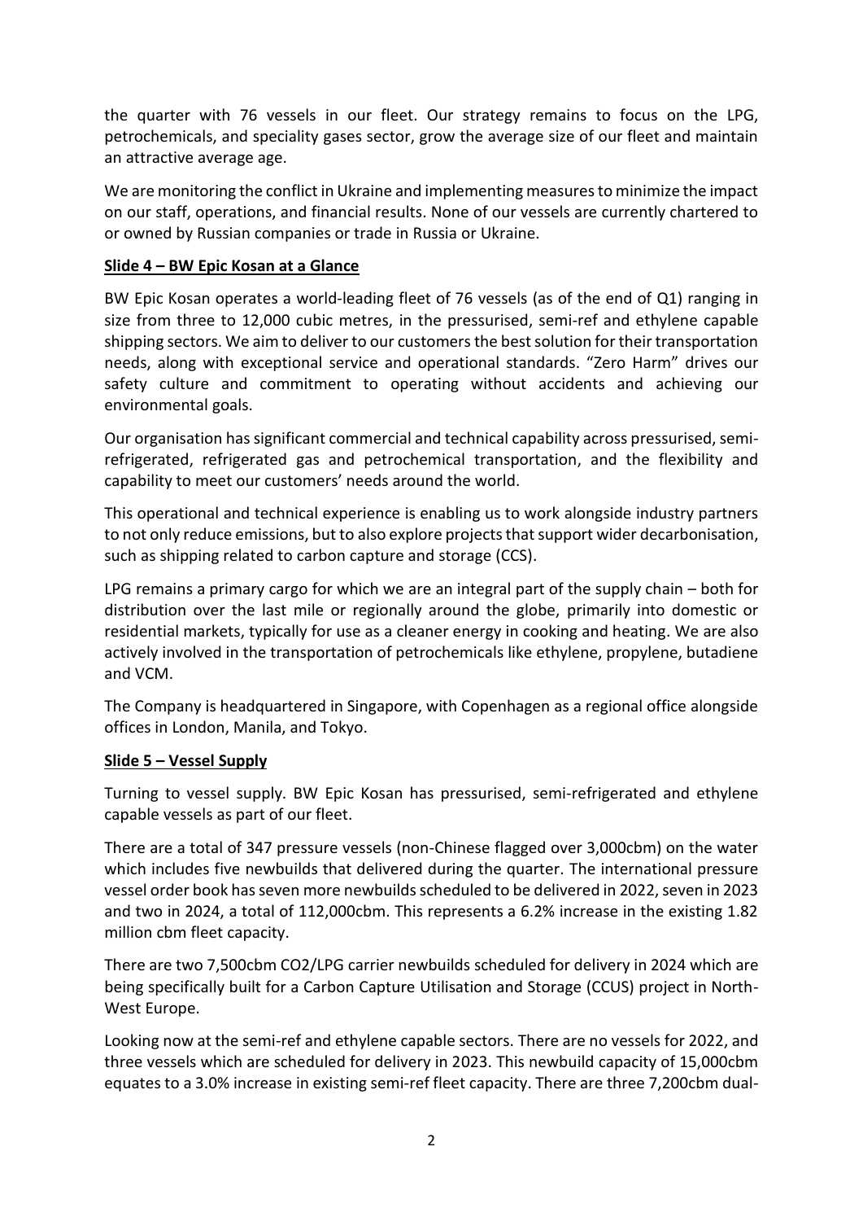the quarter with 76 vessels in our fleet. Our strategy remains to focus on the LPG, petrochemicals, and speciality gases sector, grow the average size of our fleet and maintain an attractive average age.

We are monitoring the conflict in Ukraine and implementing measures to minimize the impact on our staff, operations, and financial results. None of our vessels are currently chartered to or owned by Russian companies or trade in Russia or Ukraine.

**Slide 4 – BW Epic Kosan at a Glance**

BW Epic Kosan operates a world-leading fleet of 76 vessels (as of the end of Q1) ranging in size from three to 12,000 cubic metres, in the pressurised, semi-ref and ethylene capable shipping sectors. We aim to deliver to our customers the best solution for their transportation needs, along with exceptional service and operational standards. "Zero Harm" drives our safety culture and commitment to operating without accidents and achieving our environmental goals.

Our organisation has significant commercial and technical capability across pressurised, semi-refrigerated, refrigerated gas and petrochemical transportation, and the flexibility and capability to meet our customers' needs around the world.

This operational and technical experience is enabling us to work alongside industry partners to not only reduce emissions, but to also explore projects that support wider decarbonisation, such as shipping related to carbon capture and storage (CCS).

LPG remains a primary cargo for which we are an integral part of the supply chain – both for distribution over the last mile or regionally around the globe, primarily into domestic or residential markets, typically for use as a cleaner energy in cooking and heating. We are also actively involved in the transportation of petrochemicals like ethylene, propylene, butadiene and VCM.

The Company is headquartered in Singapore, with Copenhagen as a regional office alongside offices in London, Manila, and Tokyo.

**Slide 5 – Vessel Supply**

Turning to vessel supply. BW Epic Kosan has pressurised, semi-refrigerated and ethylene capable vessels as part of our fleet.

There are a total of 347 pressure vessels (non-Chinese flagged over 3,000cbm) on the water which includes five newbuilds that delivered during the quarter. The international pressure vessel order book has seven more newbuilds scheduled to be delivered in 2022, seven in 2023 and two in 2024, a total of 112,000cbm. This represents a 6.2% increase in the existing 1.82 million cbm fleet capacity.

There are two 7,500cbm $CO_2$/LPG carrier newbuilds scheduled for delivery in 2024 which are being specifically built for a Carbon Capture Utilisation and Storage (CCUS) project in North-West Europe.

Looking now at the semi-ref and ethylene capable sectors. There are no vessels for 2022, and three vessels which are scheduled for delivery in 2023. This newbuild capacity of 15,000cbm equates to a 3.0% increase in existing semi-ref fleet capacity. There are three 7,200cbm dual-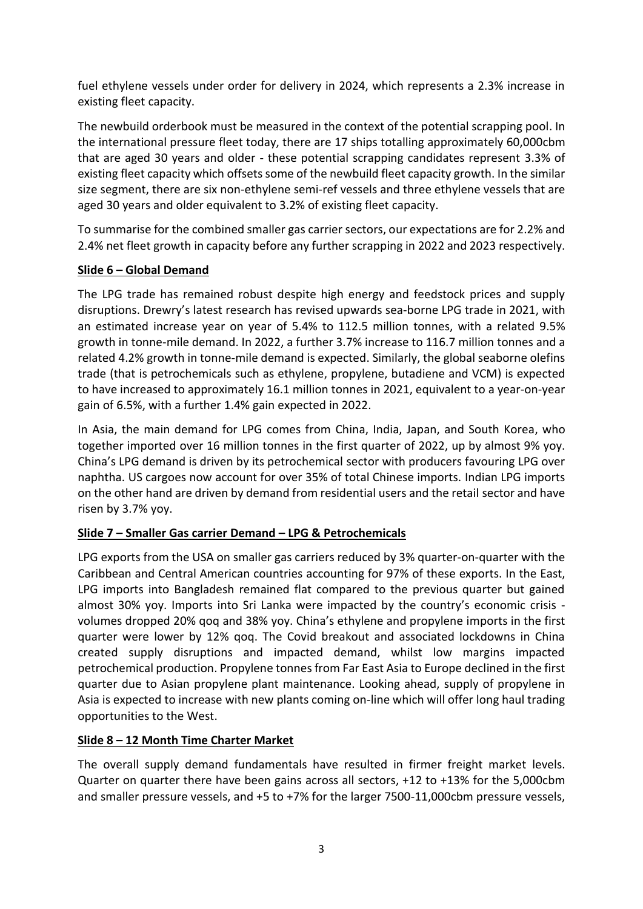fuel ethylene vessels under order for delivery in 2024, which represents a 2.3% increase in existing fleet capacity.

The newbuild orderbook must be measured in the context of the potential scrapping pool. In the international pressure fleet today, there are 17 ships totalling approximately 60,000cbm that are aged 30 years and older - these potential scrapping candidates represent 3.3% of existing fleet capacity which offsets some of the newbuild fleet capacity growth. In the similar size segment, there are six non-ethylene semi-ref vessels and three ethylene vessels that are aged 30 years and older equivalent to 3.2% of existing fleet capacity.

To summarise for the combined smaller gas carrier sectors, our expectations are for 2.2% and 2.4% net fleet growth in capacity before any further scrapping in 2022 and 2023 respectively.

**Slide 6 – Global Demand**

The LPG trade has remained robust despite high energy and feedstock prices and supply disruptions. Drewry's latest research has revised upwards sea-borne LPG trade in 2021, with an estimated increase year on year of 5.4% to 112.5 million tonnes, with a related 9.5% growth in tonne-mile demand. In 2022, a further 3.7% increase to 116.7 million tonnes and a related 4.2% growth in tonne-mile demand is expected. Similarly, the global seaborne olefins trade (that is petrochemicals such as ethylene, propylene, butadiene and VCM) is expected to have increased to approximately 16.1 million tonnes in 2021, equivalent to a year-on-year gain of 6.5%, with a further 1.4% gain expected in 2022.

In Asia, the main demand for LPG comes from China, India, Japan, and South Korea, who together imported over 16 million tonnes in the first quarter of 2022, up by almost 9% yoy. China's LPG demand is driven by its petrochemical sector with producers favouring LPG over naphtha. US cargoes now account for over 35% of total Chinese imports. Indian LPG imports on the other hand are driven by demand from residential users and the retail sector and have risen by 3.7% yoy.

**Slide 7 – Smaller Gas carrier Demand – LPG & Petrochemicals**

LPG exports from the USA on smaller gas carriers reduced by 3% quarter-on-quarter with the Caribbean and Central American countries accounting for 97% of these exports. In the East, LPG imports into Bangladesh remained flat compared to the previous quarter but gained almost 30% yoy. Imports into Sri Lanka were impacted by the country's economic crisis - volumes dropped 20% qoq and 38% yoy. China's ethylene and propylene imports in the first quarter were lower by 12% qoq. The Covid breakout and associated lockdowns in China created supply disruptions and impacted demand, whilst low margins impacted petrochemical production. Propylene tonnes from Far East Asia to Europe declined in the first quarter due to Asian propylene plant maintenance. Looking ahead, supply of propylene in Asia is expected to increase with new plants coming on-line which will offer long haul trading opportunities to the West.

**Slide 8 – 12 Month Time Charter Market**

The overall supply demand fundamentals have resulted in firmer freight market levels. Quarter on quarter there have been gains across all sectors, +12 to +13% for the 5,000cbm and smaller pressure vessels, and +5 to +7% for the larger 7500-11,000cbm pressure vessels,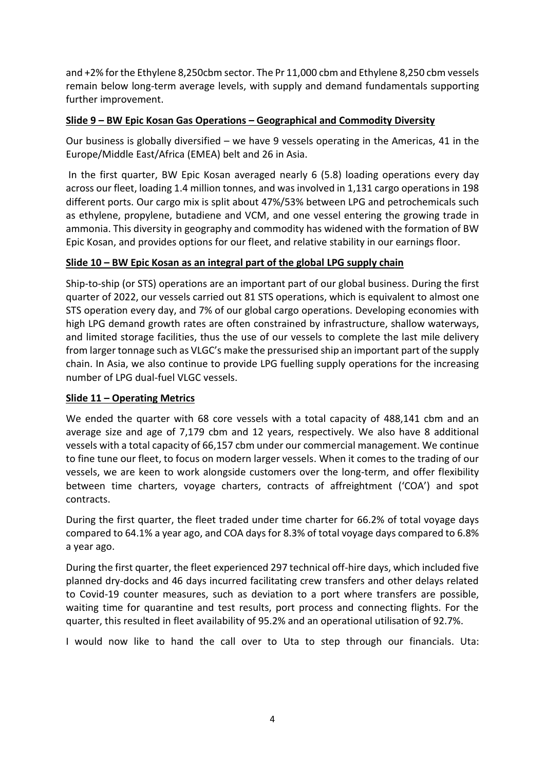and +2% for the Ethylene 8,250cbm sector. The Pr 11,000 cbm and Ethylene 8,250 cbm vessels remain below long-term average levels, with supply and demand fundamentals supporting further improvement.

**<u>Slide 9 – BW Epic Kosan Gas Operations – Geographical and Commodity Diversity</u>**

Our business is globally diversified – we have 9 vessels operating in the Americas, 41 in the Europe/Middle East/Africa (EMEA) belt and 26 in Asia.

In the first quarter, BW Epic Kosan averaged nearly 6 (5.8) loading operations every day across our fleet, loading 1.4 million tonnes, and was involved in 1,131 cargo operations in 198 different ports. Our cargo mix is split about 47%/53% between LPG and petrochemicals such as ethylene, propylene, butadiene and VCM, and one vessel entering the growing trade in ammonia. This diversity in geography and commodity has widened with the formation of BW Epic Kosan, and provides options for our fleet, and relative stability in our earnings floor.

**<u>Slide 10 – BW Epic Kosan as an integral part of the global LPG supply chain</u>**

Ship-to-ship (or STS) operations are an important part of our global business. During the first quarter of 2022, our vessels carried out 81 STS operations, which is equivalent to almost one STS operation every day, and 7% of our global cargo operations. Developing economies with high LPG demand growth rates are often constrained by infrastructure, shallow waterways, and limited storage facilities, thus the use of our vessels to complete the last mile delivery from larger tonnage such as VLGC's make the pressurised ship an important part of the supply chain. In Asia, we also continue to provide LPG fuelling supply operations for the increasing number of LPG dual-fuel VLGC vessels.

**<u>Slide 11 – Operating Metrics</u>**

We ended the quarter with 68 core vessels with a total capacity of 488,141 cbm and an average size and age of 7,179 cbm and 12 years, respectively. We also have 8 additional vessels with a total capacity of 66,157 cbm under our commercial management. We continue to fine tune our fleet, to focus on modern larger vessels. When it comes to the trading of our vessels, we are keen to work alongside customers over the long-term, and offer flexibility between time charters, voyage charters, contracts of affreightment ('COA') and spot contracts.

During the first quarter, the fleet traded under time charter for 66.2% of total voyage days compared to 64.1% a year ago, and COA days for 8.3% of total voyage days compared to 6.8% a year ago.

During the first quarter, the fleet experienced 297 technical off-hire days, which included five planned dry-docks and 46 days incurred facilitating crew transfers and other delays related to Covid-19 counter measures, such as deviation to a port where transfers are possible, waiting time for quarantine and test results, port process and connecting flights. For the quarter, this resulted in fleet availability of 95.2% and an operational utilisation of 92.7%.

I would now like to hand the call over to Uta to step through our financials. Uta: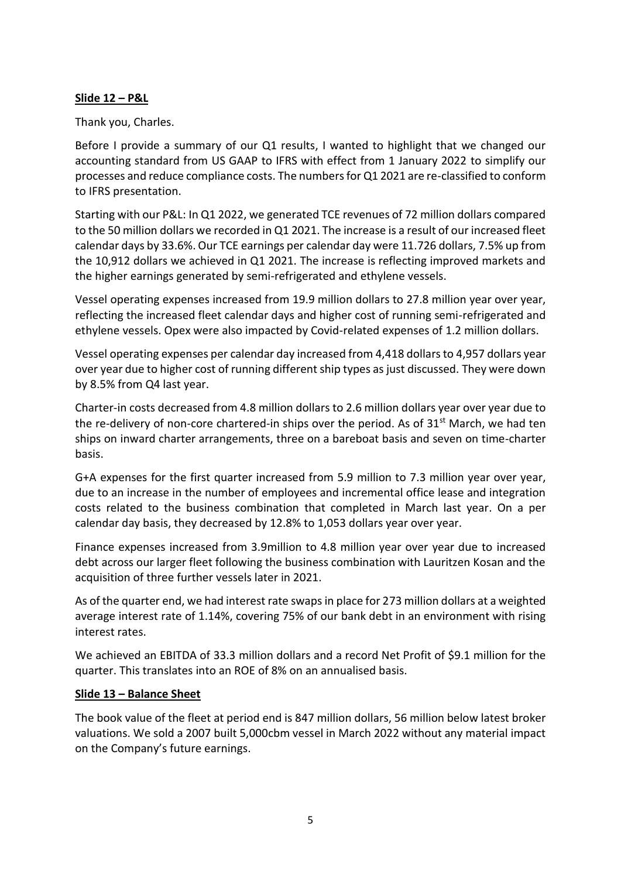**Slide 12 – P&L**

Thank you, Charles.

Before I provide a summary of our Q1 results, I wanted to highlight that we changed our accounting standard from US GAAP to IFRS with effect from 1 January 2022 to simplify our processes and reduce compliance costs. The numbers for Q1 2021 are re-classified to conform to IFRS presentation.

Starting with our P&L: In Q1 2022, we generated TCE revenues of 72 million dollars compared to the 50 million dollars we recorded in Q1 2021. The increase is a result of our increased fleet calendar days by 33.6%. Our TCE earnings per calendar day were 11.726 dollars, 7.5% up from the 10,912 dollars we achieved in Q1 2021. The increase is reflecting improved markets and the higher earnings generated by semi-refrigerated and ethylene vessels.

Vessel operating expenses increased from 19.9 million dollars to 27.8 million year over year, reflecting the increased fleet calendar days and higher cost of running semi-refrigerated and ethylene vessels. Opex were also impacted by Covid-related expenses of 1.2 million dollars.

Vessel operating expenses per calendar day increased from 4,418 dollars to 4,957 dollars year over year due to higher cost of running different ship types as just discussed. They were down by 8.5% from Q4 last year.

Charter-in costs decreased from 4.8 million dollars to 2.6 million dollars year over year due to the re-delivery of non-core chartered-in ships over the period. As of 31st March, we had ten ships on inward charter arrangements, three on a bareboat basis and seven on time-charter basis.

G+A expenses for the first quarter increased from 5.9 million to 7.3 million year over year, due to an increase in the number of employees and incremental office lease and integration costs related to the business combination that completed in March last year. On a per calendar day basis, they decreased by 12.8% to 1,053 dollars year over year.

Finance expenses increased from 3.9million to 4.8 million year over year due to increased debt across our larger fleet following the business combination with Lauritzen Kosan and the acquisition of three further vessels later in 2021.

As of the quarter end, we had interest rate swaps in place for 273 million dollars at a weighted average interest rate of 1.14%, covering 75% of our bank debt in an environment with rising interest rates.

We achieved an EBITDA of 33.3 million dollars and a record Net Profit of $9.1 million for the quarter. This translates into an ROE of 8% on an annualised basis.

**Slide 13 – Balance Sheet**

The book value of the fleet at period end is 847 million dollars, 56 million below latest broker valuations. We sold a 2007 built 5,000cbm vessel in March 2022 without any material impact on the Company's future earnings.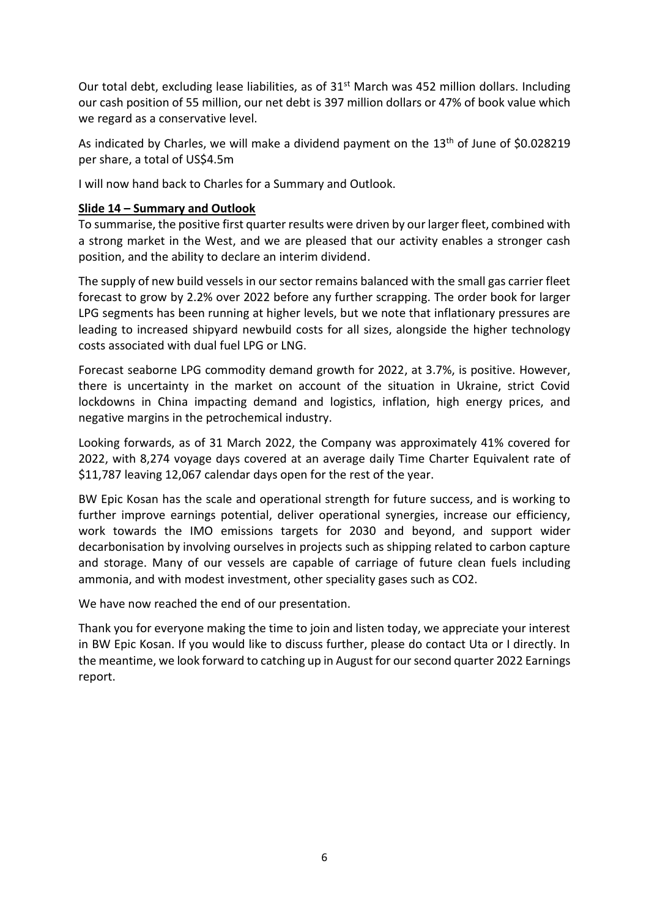Our total debt, excluding lease liabilities, as of 31st March was 452 million dollars. Including our cash position of 55 million, our net debt is 397 million dollars or 47% of book value which we regard as a conservative level.

As indicated by Charles, we will make a dividend payment on the 13th of June of \$0.028219 per share, a total of US\$4.5m

I will now hand back to Charles for a Summary and Outlook.

**Slide 14 – Summary and Outlook**

To summarise, the positive first quarter results were driven by our larger fleet, combined with a strong market in the West, and we are pleased that our activity enables a stronger cash position, and the ability to declare an interim dividend.

The supply of new build vessels in our sector remains balanced with the small gas carrier fleet forecast to grow by 2.2% over 2022 before any further scrapping. The order book for larger LPG segments has been running at higher levels, but we note that inflationary pressures are leading to increased shipyard newbuild costs for all sizes, alongside the higher technology costs associated with dual fuel LPG or LNG.

Forecast seaborne LPG commodity demand growth for 2022, at 3.7%, is positive. However, there is uncertainty in the market on account of the situation in Ukraine, strict Covid lockdowns in China impacting demand and logistics, inflation, high energy prices, and negative margins in the petrochemical industry.

Looking forwards, as of 31 March 2022, the Company was approximately 41% covered for 2022, with 8,274 voyage days covered at an average daily Time Charter Equivalent rate of \$11,787 leaving 12,067 calendar days open for the rest of the year.

BW Epic Kosan has the scale and operational strength for future success, and is working to further improve earnings potential, deliver operational synergies, increase our efficiency, work towards the IMO emissions targets for 2030 and beyond, and support wider decarbonisation by involving ourselves in projects such as shipping related to carbon capture and storage. Many of our vessels are capable of carriage of future clean fuels including ammonia, and with modest investment, other speciality gases such as $CO_2$.

We have now reached the end of our presentation.

Thank you for everyone making the time to join and listen today, we appreciate your interest in BW Epic Kosan. If you would like to discuss further, please do contact Uta or I directly. In the meantime, we look forward to catching up in August for our second quarter 2022 Earnings report.